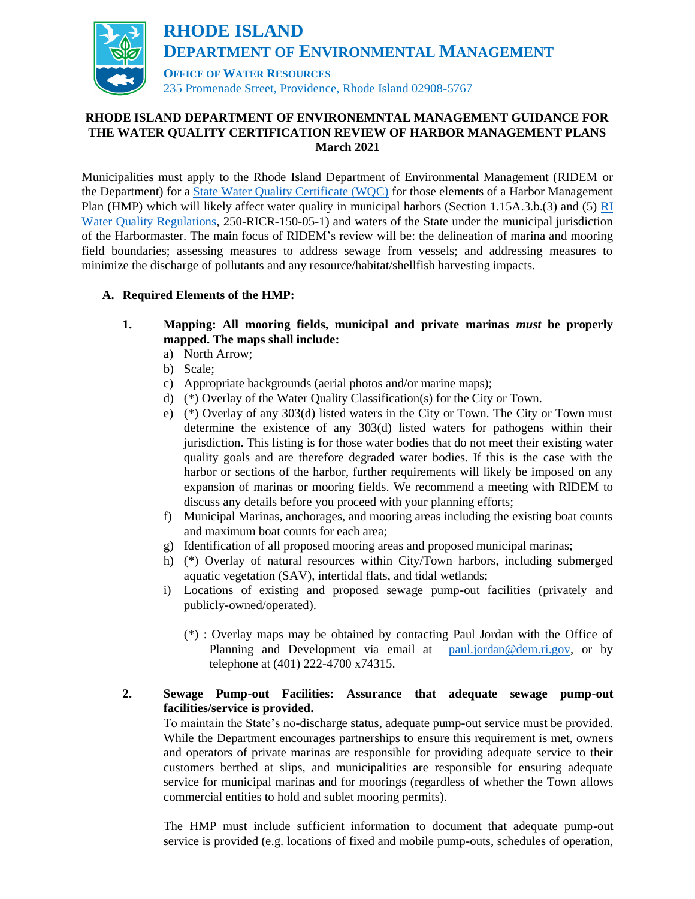# RHODE ISLAND DEPARTMENT OF ENVIRONMENTAL MANAGEMENT

**OFFICE OF WATER RESOURCES**
235 Promenade Street, Providence, Rhode Island 02908-5767

**RHODE ISLAND DEPARTMENT OF ENVIRONEMNTAL MANAGEMENT GUIDANCE FOR THE WATER QUALITY CERTIFICATION REVIEW OF HARBOR MANAGEMENT PLANS**
**March 2021**

Municipalities must apply to the Rhode Island Department of Environmental Management (RIDEM or the Department) for a State Water Quality Certificate (WQC) for those elements of a Harbor Management Plan (HMP) which will likely affect water quality in municipal harbors (Section 1.15A.3.b.(3) and (5) RI Water Quality Regulations, 250-RICR-150-05-1) and waters of the State under the municipal jurisdiction of the Harbormaster. The main focus of RIDEM's review will be: the delineation of marina and mooring field boundaries; assessing measures to address sewage from vessels; and addressing measures to minimize the discharge of pollutants and any resource/habitat/shellfish harvesting impacts.

## A. Required Elements of the HMP:

**1. Mapping: All mooring fields, municipal and private marinas *must* be properly mapped. The maps shall include:**

a) North Arrow;
b) Scale;
c) Appropriate backgrounds (aerial photos and/or marine maps);
d) (*) Overlay of the Water Quality Classification(s) for the City or Town.
e) (*) Overlay of any 303(d) listed waters in the City or Town. The City or Town must determine the existence of any 303(d) listed waters for pathogens within their jurisdiction. This listing is for those water bodies that do not meet their existing water quality goals and are therefore degraded water bodies. If this is the case with the harbor or sections of the harbor, further requirements will likely be imposed on any expansion of marinas or mooring fields. We recommend a meeting with RIDEM to discuss any details before you proceed with your planning efforts;
f) Municipal Marinas, anchorages, and mooring areas including the existing boat counts and maximum boat counts for each area;
g) Identification of all proposed mooring areas and proposed municipal marinas;
h) (*) Overlay of natural resources within City/Town harbors, including submerged aquatic vegetation (SAV), intertidal flats, and tidal wetlands;
i) Locations of existing and proposed sewage pump-out facilities (privately and publicly-owned/operated).

(*) : Overlay maps may be obtained by contacting Paul Jordan with the Office of Planning and Development via email at paul.jordan@dem.ri.gov, or by telephone at (401) 222-4700 x74315.

**2. Sewage Pump-out Facilities: Assurance that adequate sewage pump-out facilities/service is provided.**

To maintain the State's no-discharge status, adequate pump-out service must be provided. While the Department encourages partnerships to ensure this requirement is met, owners and operators of private marinas are responsible for providing adequate service to their customers berthed at slips, and municipalities are responsible for ensuring adequate service for municipal marinas and for moorings (regardless of whether the Town allows commercial entities to hold and sublet mooring permits).

The HMP must include sufficient information to document that adequate pump-out service is provided (e.g. locations of fixed and mobile pump-outs, schedules of operation,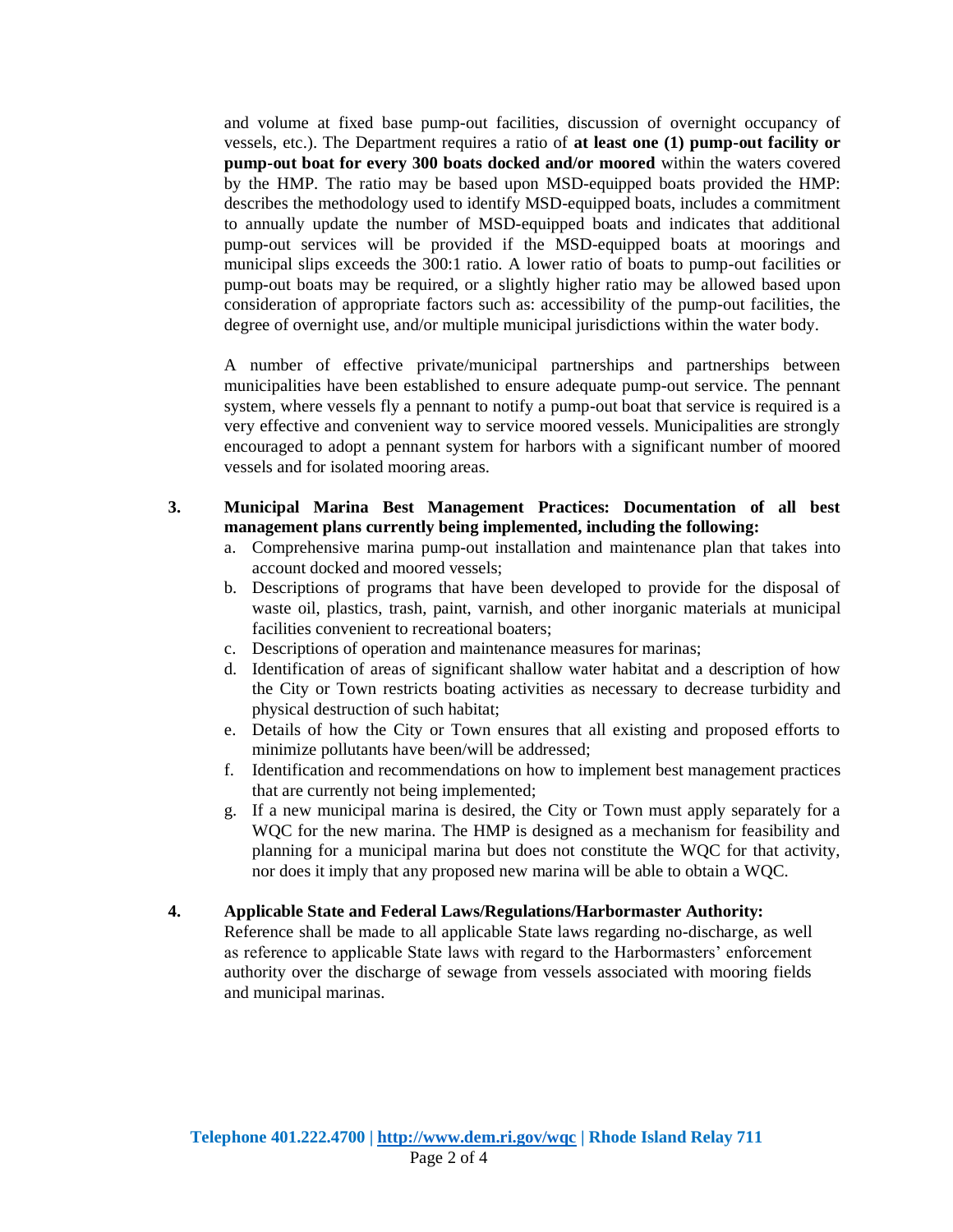and volume at fixed base pump-out facilities, discussion of overnight occupancy of vessels, etc.). The Department requires a ratio of **at least one (1) pump-out facility or pump-out boat for every 300 boats docked and/or moored** within the waters covered by the HMP. The ratio may be based upon MSD-equipped boats provided the HMP: describes the methodology used to identify MSD-equipped boats, includes a commitment to annually update the number of MSD-equipped boats and indicates that additional pump-out services will be provided if the MSD-equipped boats at moorings and municipal slips exceeds the 300:1 ratio. A lower ratio of boats to pump-out facilities or pump-out boats may be required, or a slightly higher ratio may be allowed based upon consideration of appropriate factors such as: accessibility of the pump-out facilities, the degree of overnight use, and/or multiple municipal jurisdictions within the water body.

A number of effective private/municipal partnerships and partnerships between municipalities have been established to ensure adequate pump-out service. The pennant system, where vessels fly a pennant to notify a pump-out boat that service is required is a very effective and convenient way to service moored vessels. Municipalities are strongly encouraged to adopt a pennant system for harbors with a significant number of moored vessels and for isolated mooring areas.

3. **Municipal Marina Best Management Practices: Documentation of all best management plans currently being implemented, including the following:**
   a. Comprehensive marina pump-out installation and maintenance plan that takes into account docked and moored vessels;
   b. Descriptions of programs that have been developed to provide for the disposal of waste oil, plastics, trash, paint, varnish, and other inorganic materials at municipal facilities convenient to recreational boaters;
   c. Descriptions of operation and maintenance measures for marinas;
   d. Identification of areas of significant shallow water habitat and a description of how the City or Town restricts boating activities as necessary to decrease turbidity and physical destruction of such habitat;
   e. Details of how the City or Town ensures that all existing and proposed efforts to minimize pollutants have been/will be addressed;
   f. Identification and recommendations on how to implement best management practices that are currently not being implemented;
   g. If a new municipal marina is desired, the City or Town must apply separately for a WQC for the new marina. The HMP is designed as a mechanism for feasibility and planning for a municipal marina but does not constitute the WQC for that activity, nor does it imply that any proposed new marina will be able to obtain a WQC.

4. **Applicable State and Federal Laws/Regulations/Harbormaster Authority:**
   Reference shall be made to all applicable State laws regarding no-discharge, as well as reference to applicable State laws with regard to the Harbormasters' enforcement authority over the discharge of sewage from vessels associated with mooring fields and municipal marinas.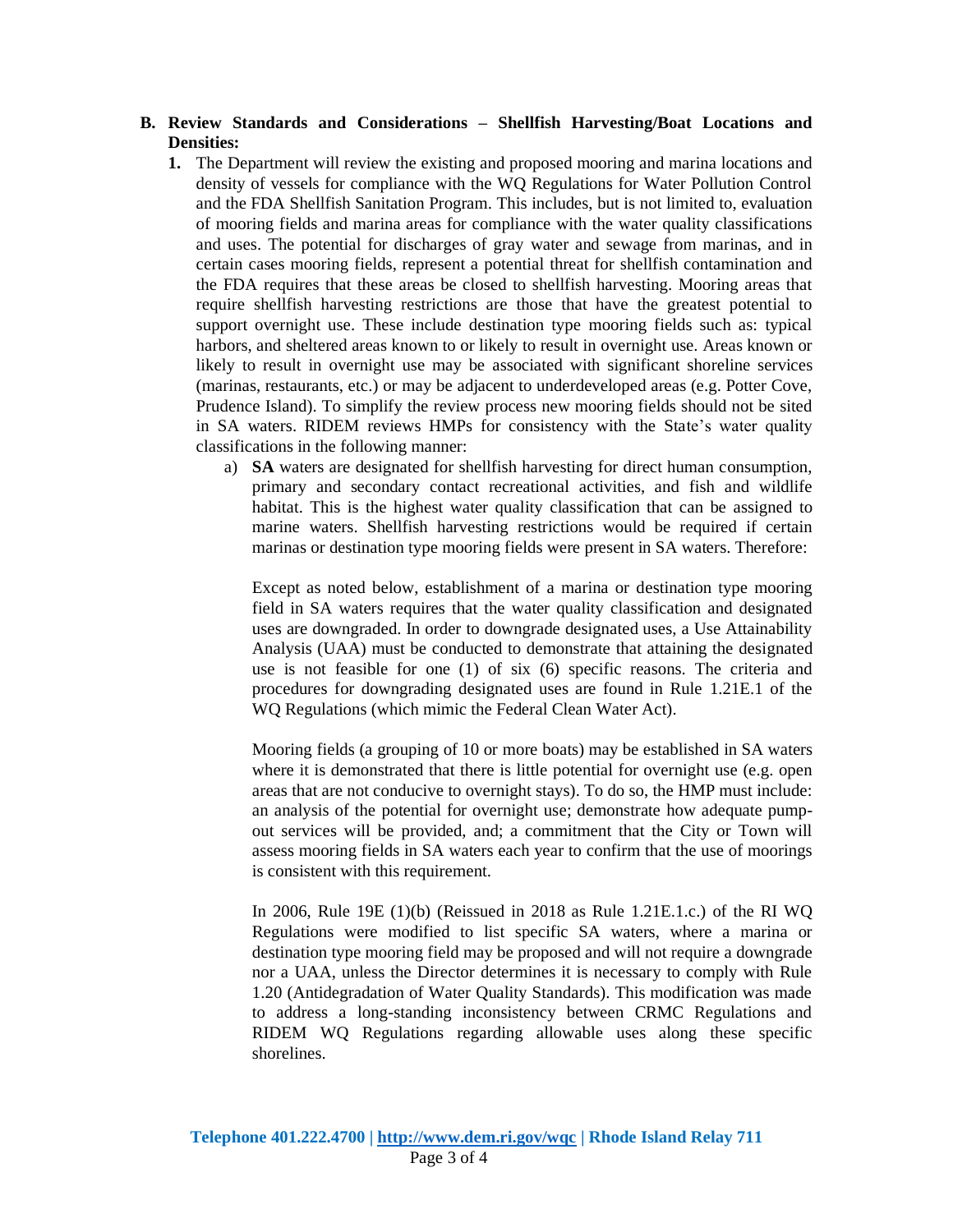**B. Review Standards and Considerations – Shellfish Harvesting/Boat Locations and Densities:**

1. The Department will review the existing and proposed mooring and marina locations and density of vessels for compliance with the WQ Regulations for Water Pollution Control and the FDA Shellfish Sanitation Program. This includes, but is not limited to, evaluation of mooring fields and marina areas for compliance with the water quality classifications and uses. The potential for discharges of gray water and sewage from marinas, and in certain cases mooring fields, represent a potential threat for shellfish contamination and the FDA requires that these areas be closed to shellfish harvesting. Mooring areas that require shellfish harvesting restrictions are those that have the greatest potential to support overnight use. These include destination type mooring fields such as: typical harbors, and sheltered areas known to or likely to result in overnight use. Areas known or likely to result in overnight use may be associated with significant shoreline services (marinas, restaurants, etc.) or may be adjacent to underdeveloped areas (e.g. Potter Cove, Prudence Island). To simplify the review process new mooring fields should not be sited in SA waters. RIDEM reviews HMPs for consistency with the State's water quality classifications in the following manner:

   a) **SA** waters are designated for shellfish harvesting for direct human consumption, primary and secondary contact recreational activities, and fish and wildlife habitat. This is the highest water quality classification that can be assigned to marine waters. Shellfish harvesting restrictions would be required if certain marinas or destination type mooring fields were present in SA waters. Therefore:

      Except as noted below, establishment of a marina or destination type mooring field in SA waters requires that the water quality classification and designated uses are downgraded. In order to downgrade designated uses, a Use Attainability Analysis (UAA) must be conducted to demonstrate that attaining the designated use is not feasible for one (1) of six (6) specific reasons. The criteria and procedures for downgrading designated uses are found in Rule 1.21E.1 of the WQ Regulations (which mimic the Federal Clean Water Act).

      Mooring fields (a grouping of 10 or more boats) may be established in SA waters where it is demonstrated that there is little potential for overnight use (e.g. open areas that are not conducive to overnight stays). To do so, the HMP must include: an analysis of the potential for overnight use; demonstrate how adequate pump-out services will be provided, and; a commitment that the City or Town will assess mooring fields in SA waters each year to confirm that the use of moorings is consistent with this requirement.

      In 2006, Rule 19E (1)(b) (Reissued in 2018 as Rule 1.21E.1.c.) of the RI WQ Regulations were modified to list specific SA waters, where a marina or destination type mooring field may be proposed and will not require a downgrade nor a UAA, unless the Director determines it is necessary to comply with Rule 1.20 (Antidegradation of Water Quality Standards). This modification was made to address a long-standing inconsistency between CRMC Regulations and RIDEM WQ Regulations regarding allowable uses along these specific shorelines.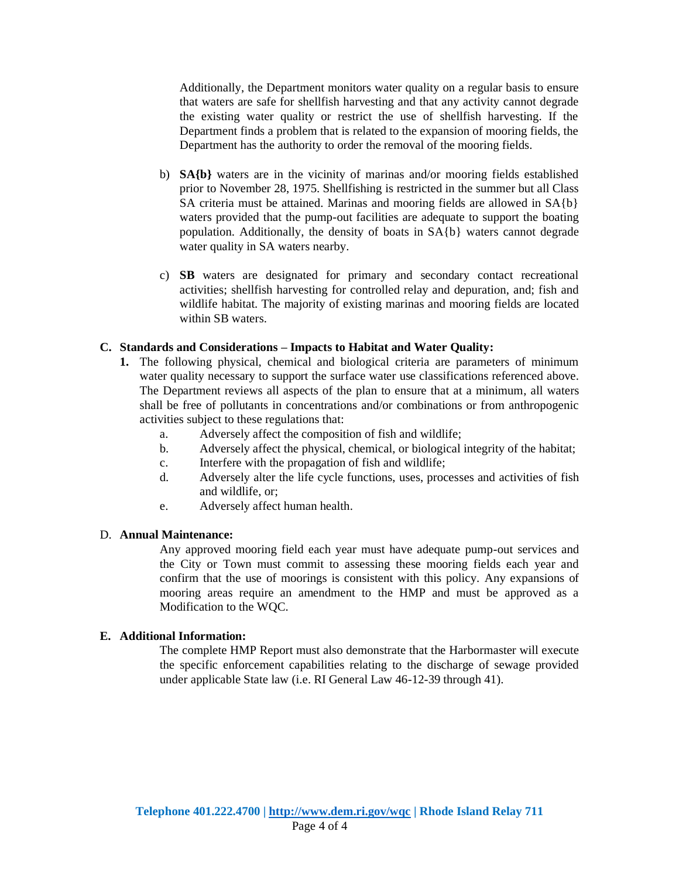Additionally, the Department monitors water quality on a regular basis to ensure that waters are safe for shellfish harvesting and that any activity cannot degrade the existing water quality or restrict the use of shellfish harvesting. If the Department finds a problem that is related to the expansion of mooring fields, the Department has the authority to order the removal of the mooring fields.

b) **SA{b}** waters are in the vicinity of marinas and/or mooring fields established prior to November 28, 1975. Shellfishing is restricted in the summer but all Class SA criteria must be attained. Marinas and mooring fields are allowed in SA{b} waters provided that the pump-out facilities are adequate to support the boating population. Additionally, the density of boats in SA{b} waters cannot degrade water quality in SA waters nearby.

c) **SB** waters are designated for primary and secondary contact recreational activities; shellfish harvesting for controlled relay and depuration, and; fish and wildlife habitat. The majority of existing marinas and mooring fields are located within SB waters.

**C. Standards and Considerations – Impacts to Habitat and Water Quality:**

**1.** The following physical, chemical and biological criteria are parameters of minimum water quality necessary to support the surface water use classifications referenced above. The Department reviews all aspects of the plan to ensure that at a minimum, all waters shall be free of pollutants in concentrations and/or combinations or from anthropogenic activities subject to these regulations that:

a. Adversely affect the composition of fish and wildlife;
b. Adversely affect the physical, chemical, or biological integrity of the habitat;
c. Interfere with the propagation of fish and wildlife;
d. Adversely alter the life cycle functions, uses, processes and activities of fish and wildlife, or;
e. Adversely affect human health.

D. **Annual Maintenance:**

Any approved mooring field each year must have adequate pump-out services and the City or Town must commit to assessing these mooring fields each year and confirm that the use of moorings is consistent with this policy. Any expansions of mooring areas require an amendment to the HMP and must be approved as a Modification to the WQC.

**E. Additional Information:**

The complete HMP Report must also demonstrate that the Harbormaster will execute the specific enforcement capabilities relating to the discharge of sewage provided under applicable State law (i.e. RI General Law 46-12-39 through 41).